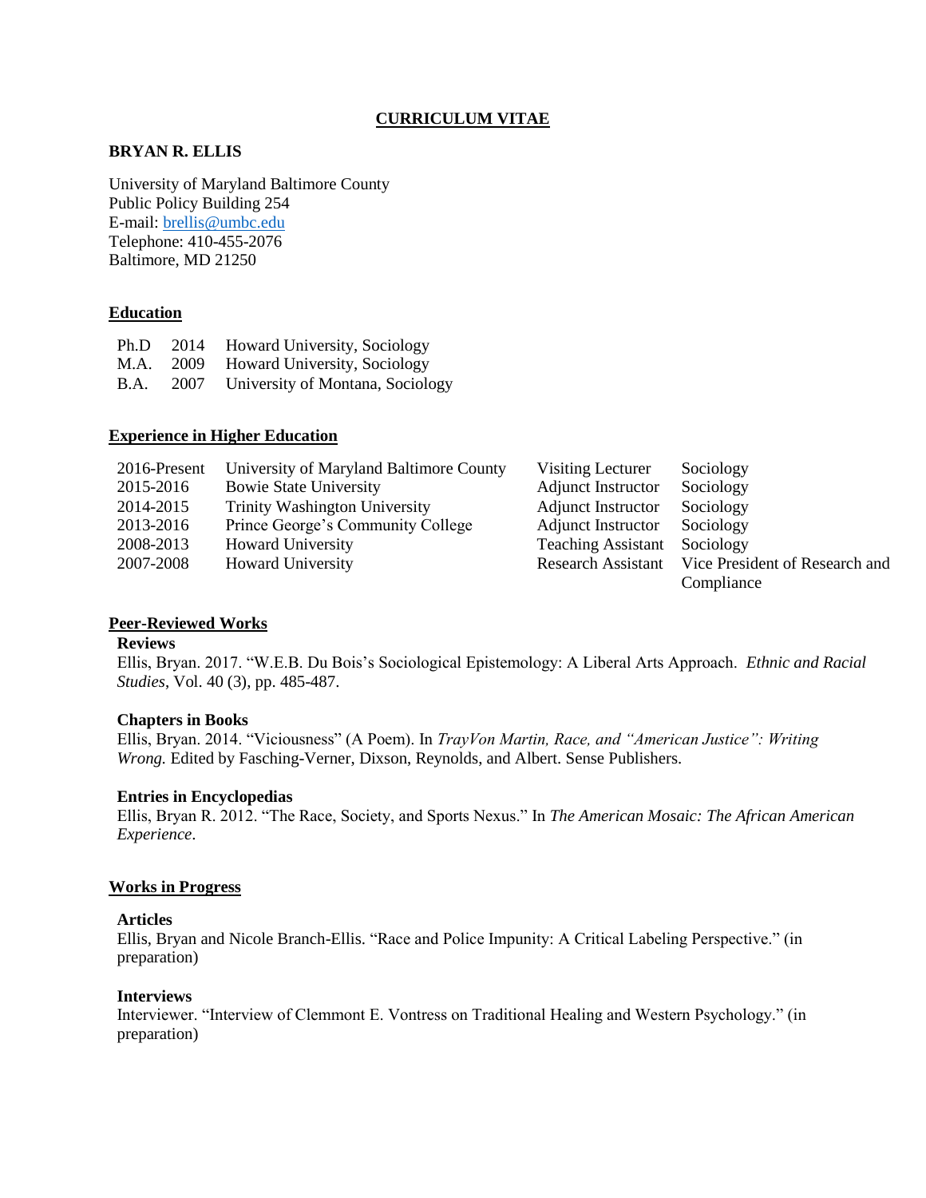# CURRICULUM VITAE

**BRYAN R. ELLIS**

University of Maryland Baltimore County
Public Policy Building 254
E-mail: brellis@umbc.edu
Telephone: 410-455-2076
Baltimore, MD 21250

## Education

| | | |
|---|---|---|
| Ph.D | 2014 | Howard University, Sociology |
| M.A. | 2009 | Howard University, Sociology |
| B.A. | 2007 | University of Montana, Sociology |

## Experience in Higher Education

| | | | |
|---|---|---|---|
| 2016-Present | University of Maryland Baltimore County | Visiting Lecturer | Sociology |
| 2015-2016 | Bowie State University | Adjunct Instructor | Sociology |
| 2014-2015 | Trinity Washington University | Adjunct Instructor | Sociology |
| 2013-2016 | Prince George's Community College | Adjunct Instructor | Sociology |
| 2008-2013 | Howard University | Teaching Assistant | Sociology |
| 2007-2008 | Howard University | Research Assistant | Vice President of Research and Compliance |

## Peer-Reviewed Works

### Reviews

Ellis, Bryan. 2017. "W.E.B. Du Bois's Sociological Epistemology: A Liberal Arts Approach. *Ethnic and Racial Studies*, Vol. 40 (3), pp. 485-487.

### Chapters in Books

Ellis, Bryan. 2014. "Viciousness" (A Poem). In *TrayVon Martin, Race, and "American Justice": Writing Wrong.* Edited by Fasching-Verner, Dixson, Reynolds, and Albert. Sense Publishers.

### Entries in Encyclopedias

Ellis, Bryan R. 2012. "The Race, Society, and Sports Nexus." In *The American Mosaic: The African American Experience*.

## Works in Progress

### Articles

Ellis, Bryan and Nicole Branch-Ellis. "Race and Police Impunity: A Critical Labeling Perspective." (in preparation)

### Interviews

Interviewer. "Interview of Clemmont E. Vontress on Traditional Healing and Western Psychology." (in preparation)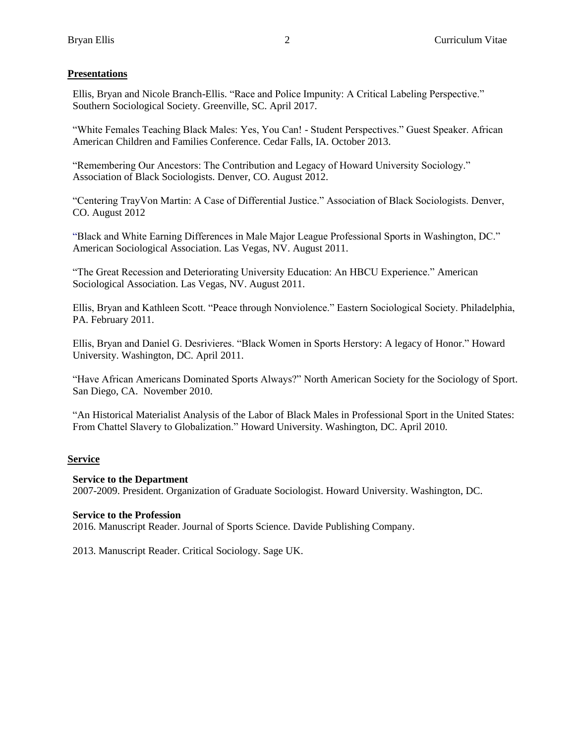## Presentations

Ellis, Bryan and Nicole Branch-Ellis. "Race and Police Impunity: A Critical Labeling Perspective." Southern Sociological Society. Greenville, SC. April 2017.

"White Females Teaching Black Males: Yes, You Can! - Student Perspectives." Guest Speaker. African American Children and Families Conference. Cedar Falls, IA. October 2013.

"Remembering Our Ancestors: The Contribution and Legacy of Howard University Sociology." Association of Black Sociologists. Denver, CO. August 2012.

"Centering TrayVon Martin: A Case of Differential Justice." Association of Black Sociologists. Denver, CO. August 2012

"Black and White Earning Differences in Male Major League Professional Sports in Washington, DC." American Sociological Association. Las Vegas, NV. August 2011.

"The Great Recession and Deteriorating University Education: An HBCU Experience." American Sociological Association. Las Vegas, NV. August 2011.

Ellis, Bryan and Kathleen Scott. "Peace through Nonviolence." Eastern Sociological Society. Philadelphia, PA. February 2011.

Ellis, Bryan and Daniel G. Desrivieres. "Black Women in Sports Herstory: A legacy of Honor." Howard University. Washington, DC. April 2011.

"Have African Americans Dominated Sports Always?" North American Society for the Sociology of Sport. San Diego, CA. November 2010.

"An Historical Materialist Analysis of the Labor of Black Males in Professional Sport in the United States: From Chattel Slavery to Globalization." Howard University. Washington, DC. April 2010.

## Service

**Service to the Department**
2007-2009. President. Organization of Graduate Sociologist. Howard University. Washington, DC.

**Service to the Profession**
2016. Manuscript Reader. Journal of Sports Science. Davide Publishing Company.

2013. Manuscript Reader. Critical Sociology. Sage UK.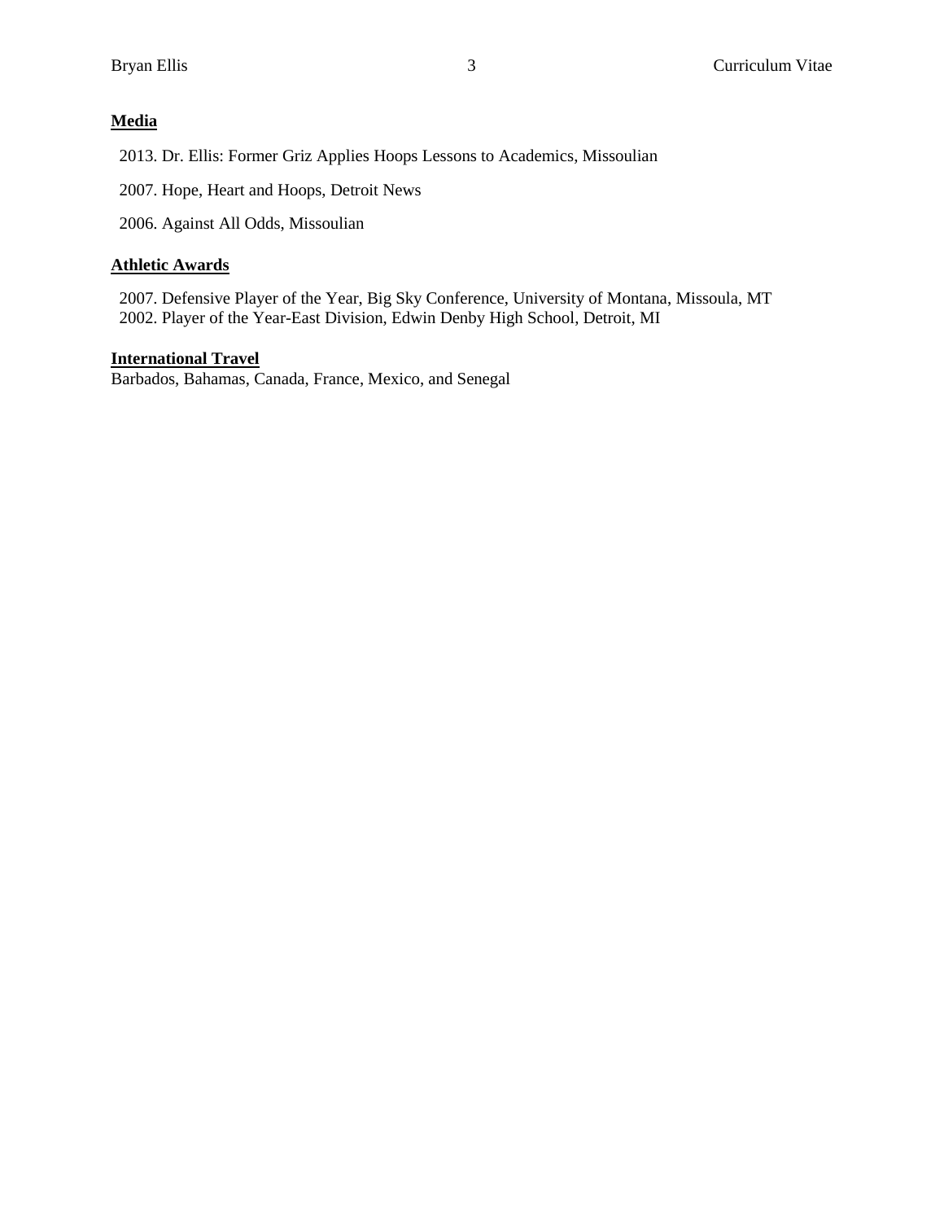## Media

2013. Dr. Ellis: Former Griz Applies Hoops Lessons to Academics, Missoulian

2007. Hope, Heart and Hoops, Detroit News

2006. Against All Odds, Missoulian

## Athletic Awards

2007. Defensive Player of the Year, Big Sky Conference, University of Montana, Missoula, MT
2002. Player of the Year-East Division, Edwin Denby High School, Detroit, MI

## International Travel

Barbados, Bahamas, Canada, France, Mexico, and Senegal